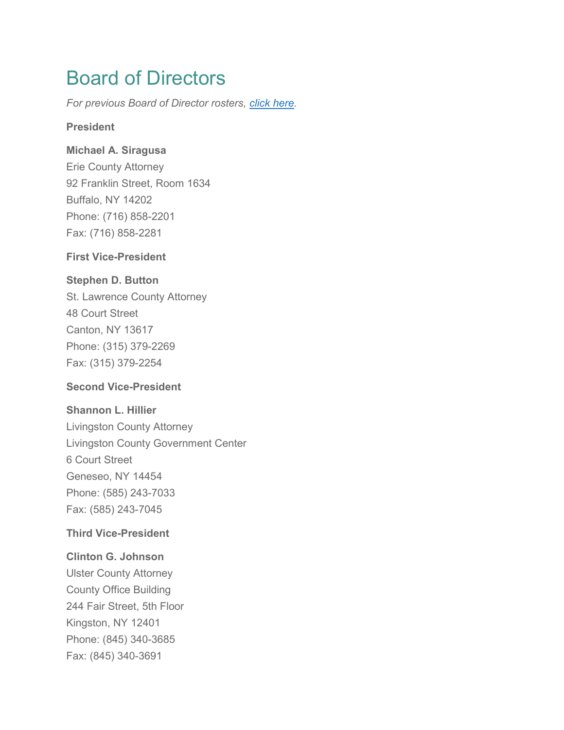# Board of Directors

*For previous Board of Director rosters, click here.*

**President**

**Michael A. Siragusa**
Erie County Attorney
92 Franklin Street, Room 1634
Buffalo, NY 14202
Phone: (716) 858-2201
Fax: (716) 858-2281

**First Vice-President**

**Stephen D. Button**
St. Lawrence County Attorney
48 Court Street
Canton, NY 13617
Phone: (315) 379-2269
Fax: (315) 379-2254

**Second Vice-President**

**Shannon L. Hillier**
Livingston County Attorney
Livingston County Government Center
6 Court Street
Geneseo, NY 14454
Phone: (585) 243-7033
Fax: (585) 243-7045

**Third Vice-President**

**Clinton G. Johnson**
Ulster County Attorney
County Office Building
244 Fair Street, 5th Floor
Kingston, NY 12401
Phone: (845) 340-3685
Fax: (845) 340-3691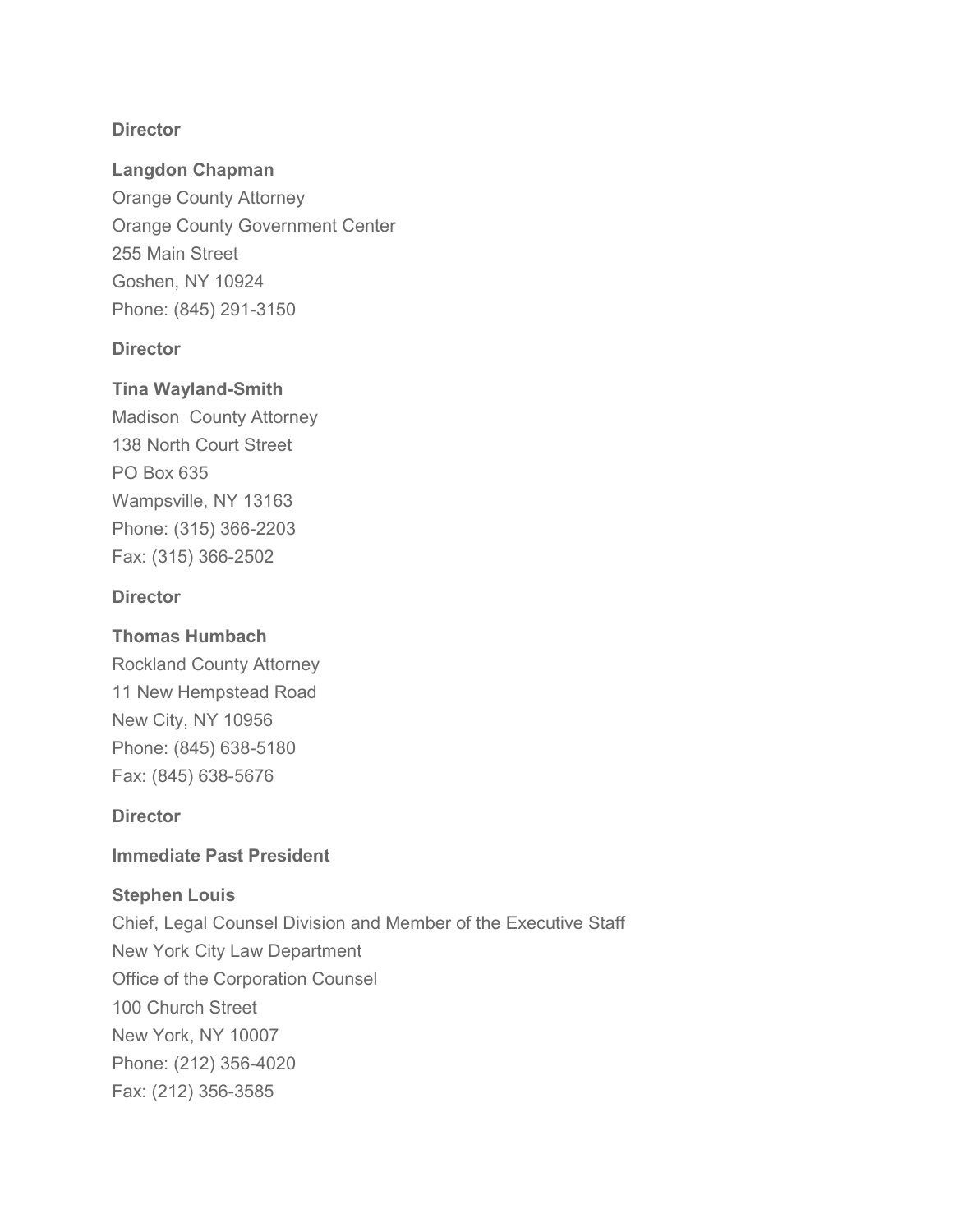**Director**

**Langdon Chapman**
Orange County Attorney
Orange County Government Center
255 Main Street
Goshen, NY 10924
Phone: (845) 291-3150

**Director**

**Tina Wayland-Smith**
Madison County Attorney
138 North Court Street
PO Box 635
Wampsville, NY 13163
Phone: (315) 366-2203
Fax: (315) 366-2502

**Director**

**Thomas Humbach**
Rockland County Attorney
11 New Hempstead Road
New City, NY 10956
Phone: (845) 638-5180
Fax: (845) 638-5676

**Director**

**Immediate Past President**

**Stephen Louis**
Chief, Legal Counsel Division and Member of the Executive Staff
New York City Law Department
Office of the Corporation Counsel
100 Church Street
New York, NY 10007
Phone: (212) 356-4020
Fax: (212) 356-3585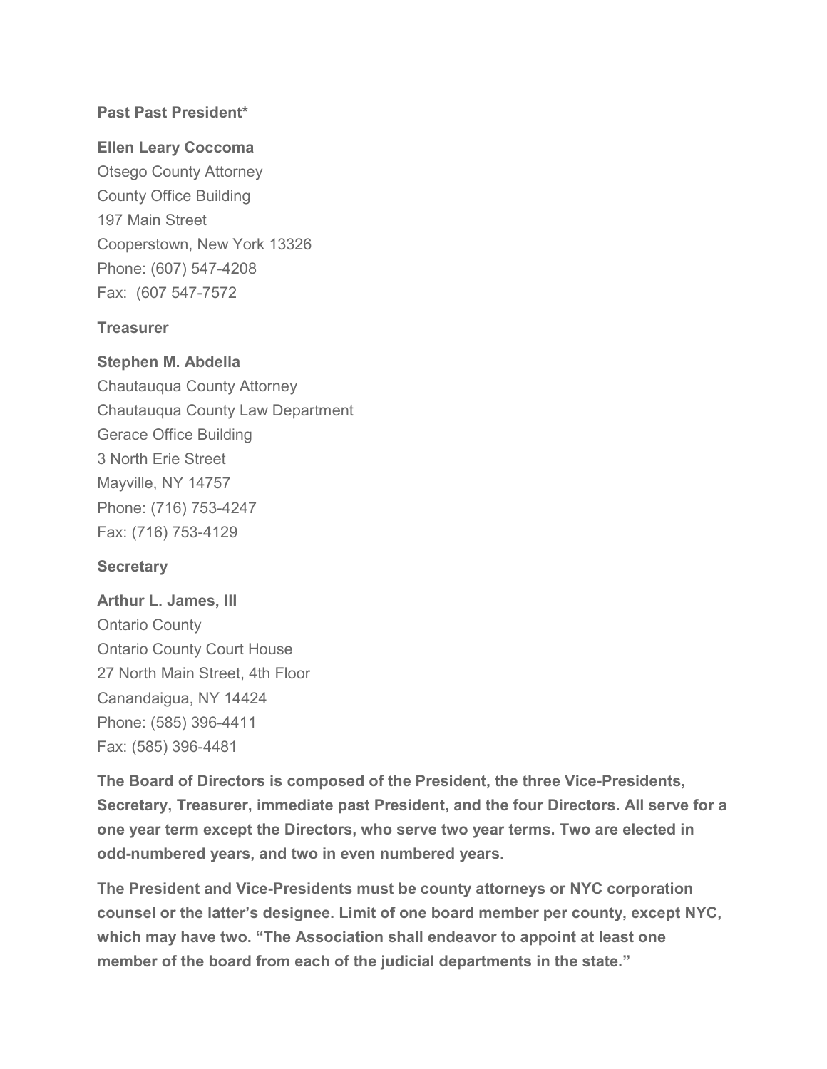**Past Past President***

**Ellen Leary Coccoma**
Otsego County Attorney
County Office Building
197 Main Street
Cooperstown, New York 13326
Phone: (607) 547-4208
Fax: (607 547-7572

**Treasurer**

**Stephen M. Abdella**
Chautauqua County Attorney
Chautauqua County Law Department
Gerace Office Building
3 North Erie Street
Mayville, NY 14757
Phone: (716) 753-4247
Fax: (716) 753-4129

**Secretary**

**Arthur L. James, III**
Ontario County
Ontario County Court House
27 North Main Street, 4th Floor
Canandaigua, NY 14424
Phone: (585) 396-4411
Fax: (585) 396-4481

**The Board of Directors is composed of the President, the three Vice-Presidents, Secretary, Treasurer, immediate past President, and the four Directors. All serve for a one year term except the Directors, who serve two year terms. Two are elected in odd-numbered years, and two in even numbered years.**

**The President and Vice-Presidents must be county attorneys or NYC corporation counsel or the latter's designee. Limit of one board member per county, except NYC, which may have two. "The Association shall endeavor to appoint at least one member of the board from each of the judicial departments in the state."**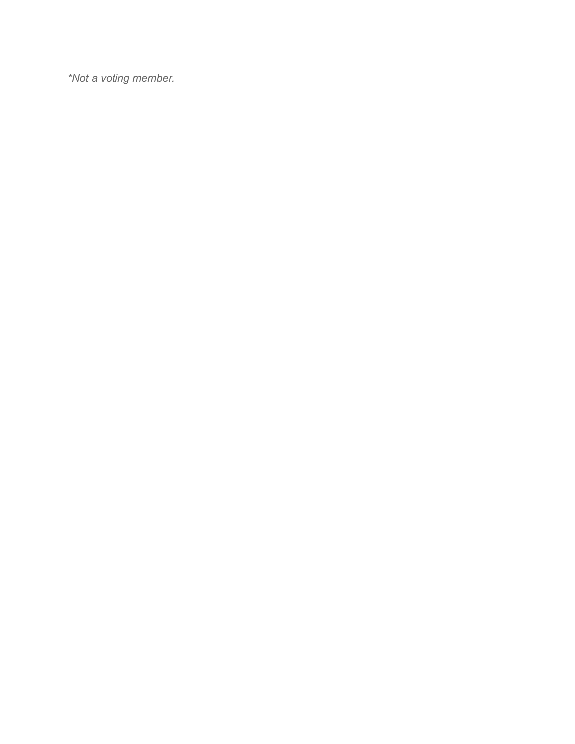*Not a voting member.